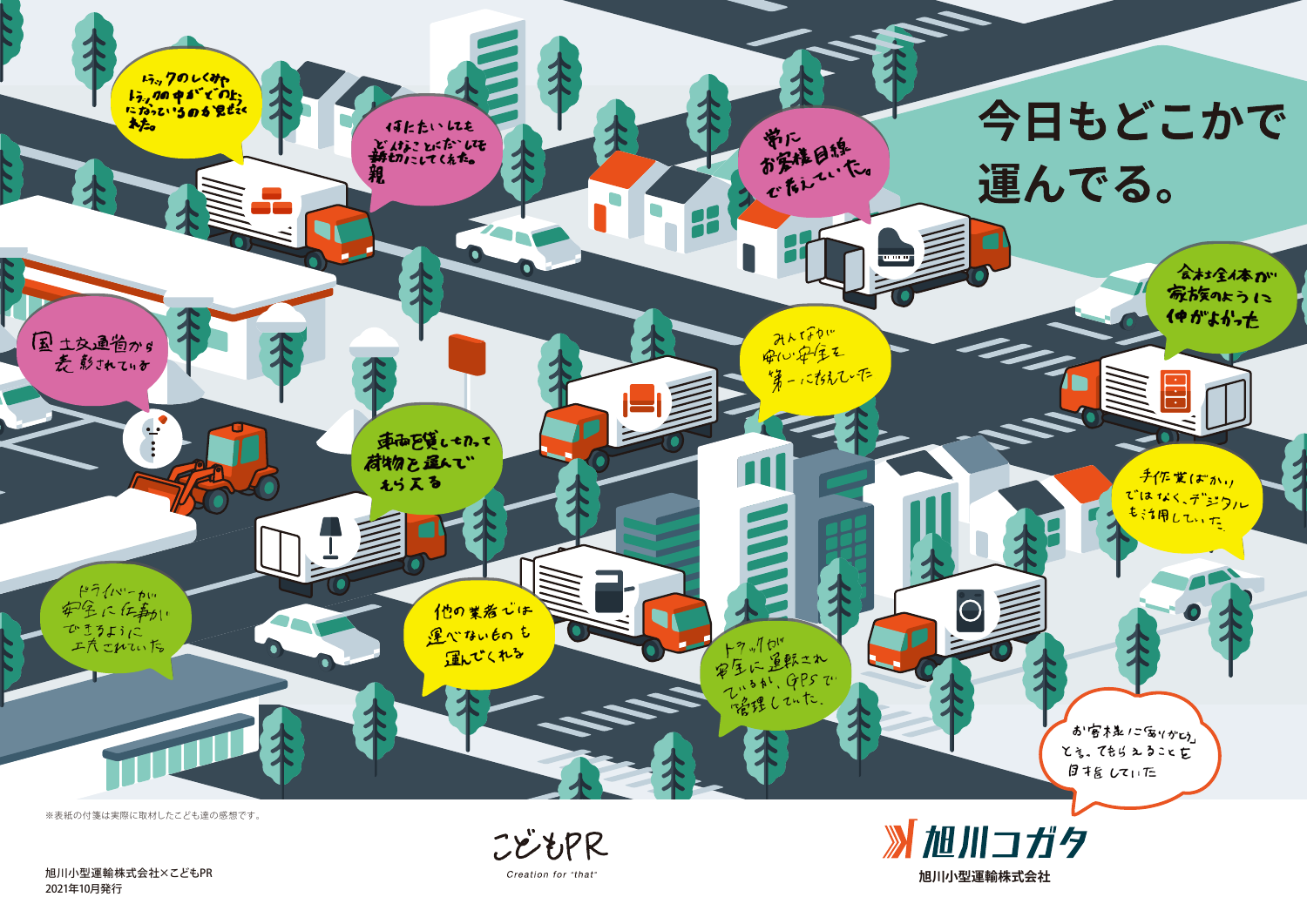# 今日もどこかで運んでる。

トラックのしくみやトラックの中がどのようになっているのか見せてくれた。

付たいしても どんなことだしても 親切にしてくれた。親

常にお客様目線で考えていた。

会社全体が家族のように仲がよかった

国土交通省から表彰されている

みんなが安心安全を第一に考えていた

車両を貸し切って荷物を運んでもらえる

手作業ばかりではなく、デジタルも活用していた

ドライバーが安全に仕事ができるように工夫されていた

他の業者では運べないものも運んでくれる

トラックが安全に運転されているか、GPSで管理していた。

お客様に「ありがとう」と言ってもらえることを目指していた

※表紙の付箋は実際に取材したこども達の感想です。

こどもPR
Creation for "that"

旭川コガタ
旭川小型運輸株式会社

旭川小型運輸株式会社×こどもPR
2021年10月発行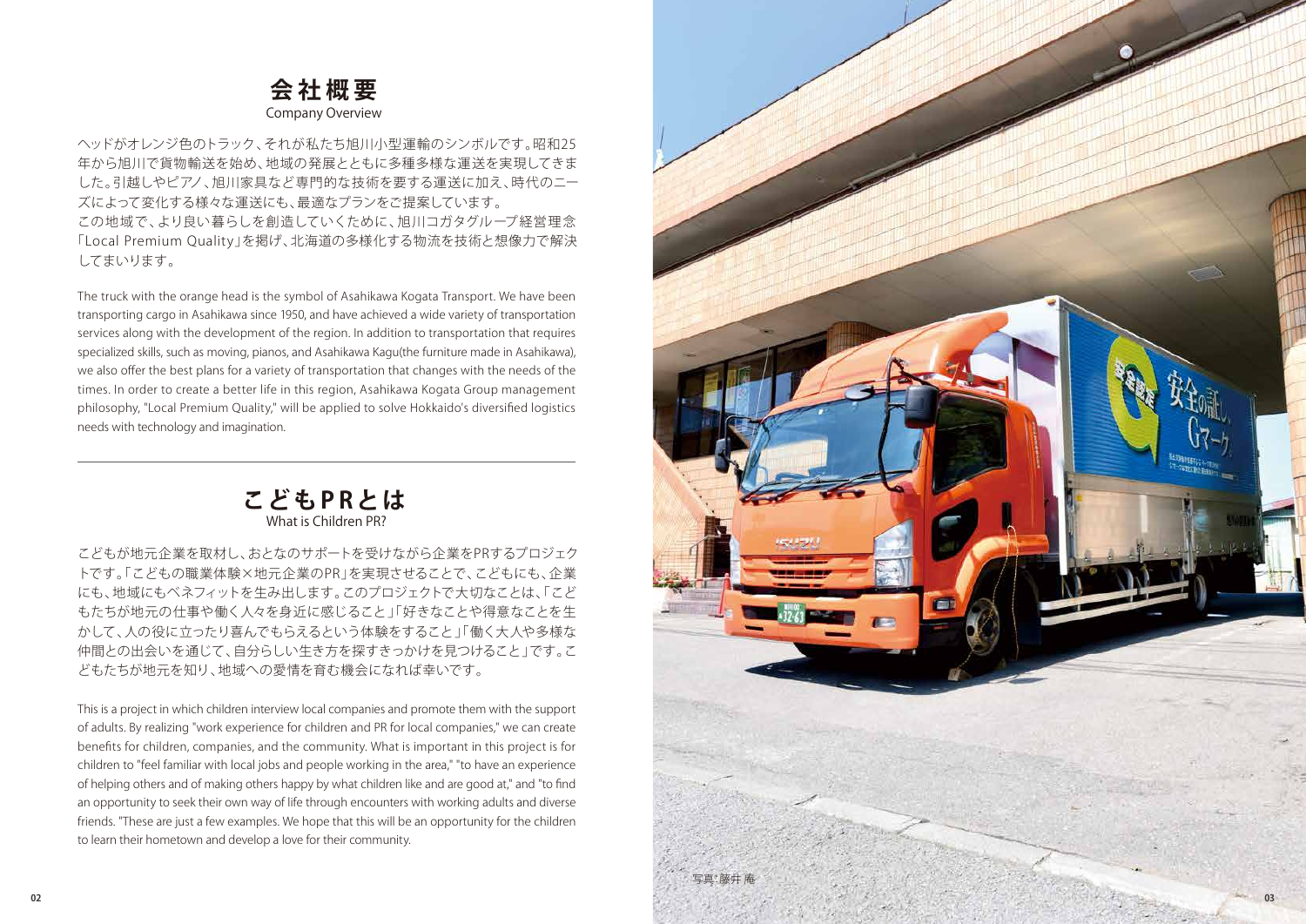# 会社概要

Company Overview

ヘッドがオレンジ色のトラック、それが私たち旭川小型運輸のシンボルです。昭和25年から旭川で貨物輸送を始め、地域の発展とともに多種多様な運送を実現してきました。引越しやピアノ、旭川家具など専門的な技術を要する運送に加え、時代のニーズによって変化する様々な運送にも、最適なプランをご提案しています。
この地域で、より良い暮らしを創造していくために、旭川コガタグループ経営理念「Local Premium Quality」を掲げ、北海道の多様化する物流を技術と想像力で解決してまいります。

The truck with the orange head is the symbol of Asahikawa Kogata Transport. We have been transporting cargo in Asahikawa since 1950, and have achieved a wide variety of transportation services along with the development of the region. In addition to transportation that requires specialized skills, such as moving, pianos, and Asahikawa Kagu(the furniture made in Asahikawa), we also offer the best plans for a variety of transportation that changes with the needs of the times. In order to create a better life in this region, Asahikawa Kogata Group management philosophy, "Local Premium Quality," will be applied to solve Hokkaido's diversified logistics needs with technology and imagination.

---

# こどもPRとは

What is Children PR?

こどもが地元企業を取材し、おとなのサポートを受けながら企業をPRするプロジェクトです。「こどもの職業体験×地元企業のPR」を実現させることで、こどもにも、企業にも、地域にもベネフィットを生み出します。このプロジェクトで大切なことは、「こどもたちが地元の仕事や働く人々を身近に感じること」「好きなことや得意なことを生かして、人の役に立ったり喜んでもらえるという体験をすること」「働く大人や多様な仲間との出会いを通じて、自分らしい生き方を探すきっかけを見つけること」です。こどもたちが地元を知り、地域への愛情を育む機会になれば幸いです。

This is a project in which children interview local companies and promote them with the support of adults. By realizing "work experience for children and PR for local companies," we can create benefits for children, companies, and the community. What is important in this project is for children to "feel familiar with local jobs and people working in the area," "to have an experience of helping others and of making others happy by what children like and are good at," and "to find an opportunity to seek their own way of life through encounters with working adults and diverse friends. "These are just a few examples. We hope that this will be an opportunity for the children to learn their hometown and develop a love for their community.

写真:藤井 庵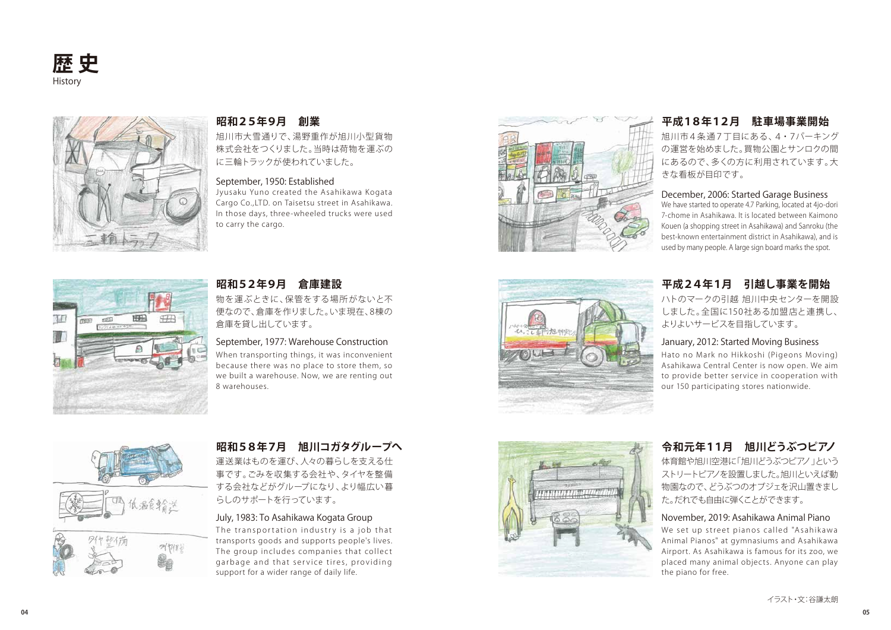# 歴史
History

### 昭和25年9月　創業

旭川市大雪通りで、湯野重作が旭川小型貨物株式会社をつくりました。当時は荷物を運ぶのに三輪トラックが使われていました。

September, 1950: Established

Jyusaku Yuno created the Asahikawa Kogata Cargo Co.,LTD. on Taisetsu street in Asahikawa. In those days, three-wheeled trucks were used to carry the cargo.

### 昭和52年9月　倉庫建設

物を運ぶときに、保管をする場所がないと不便なので、倉庫を作りました。いま現在、8棟の倉庫を貸し出しています。

September, 1977: Warehouse Construction

When transporting things, it was inconvenient because there was no place to store them, so we built a warehouse. Now, we are renting out 8 warehouses.

### 昭和58年7月　旭川コガタグループへ

運送業はものを運び、人々の暮らしを支える仕事です。ごみを収集する会社や、タイヤを整備する会社などがグループになり、より幅広い暮らしのサポートを行っています。

July, 1983: To Asahikawa Kogata Group

The transportation industry is a job that transports goods and supports people's lives. The group includes companies that collect garbage and that service tires, providing support for a wider range of daily life.

### 平成18年12月　駐車場事業開始

旭川市4条通7丁目にある、4・7パーキングの運営を始めました。買物公園とサンロクの間にあるので、多くの方に利用されています。大きな看板が目印です。

December, 2006: Started Garage Business

We have started to operate 4.7 Parking, located at 4jo-dori 7-chome in Asahikawa. It is located between Kaimono Kouen (a shopping street in Asahikawa) and Sanroku (the best-known entertainment district in Asahikawa), and is used by many people. A large sign board marks the spot.

### 平成24年1月　引越し事業を開始

ハトのマークの引越 旭川中央センターを開設しました。全国に150社ある加盟店と連携し、よりよいサービスを目指しています。

January, 2012: Started Moving Business

Hato no Mark no Hikkoshi (Pigeons Moving) Asahikawa Central Center is now open. We aim to provide better service in cooperation with our 150 participating stores nationwide.

### 令和元年11月　旭川どうぶつピアノ

体育館や旭川空港に「旭川どうぶつピアノ」というストリートピアノを設置しました。旭川といえば動物園なので、どうぶつのオブジェを沢山置きました。だれでも自由に弾くことができます。

November, 2019: Asahikawa Animal Piano

We set up street pianos called "Asahikawa Animal Pianos" at gymnasiums and Asahikawa Airport. As Asahikawa is famous for its zoo, we placed many animal objects. Anyone can play the piano for free.

イラスト・文：谷謙太朗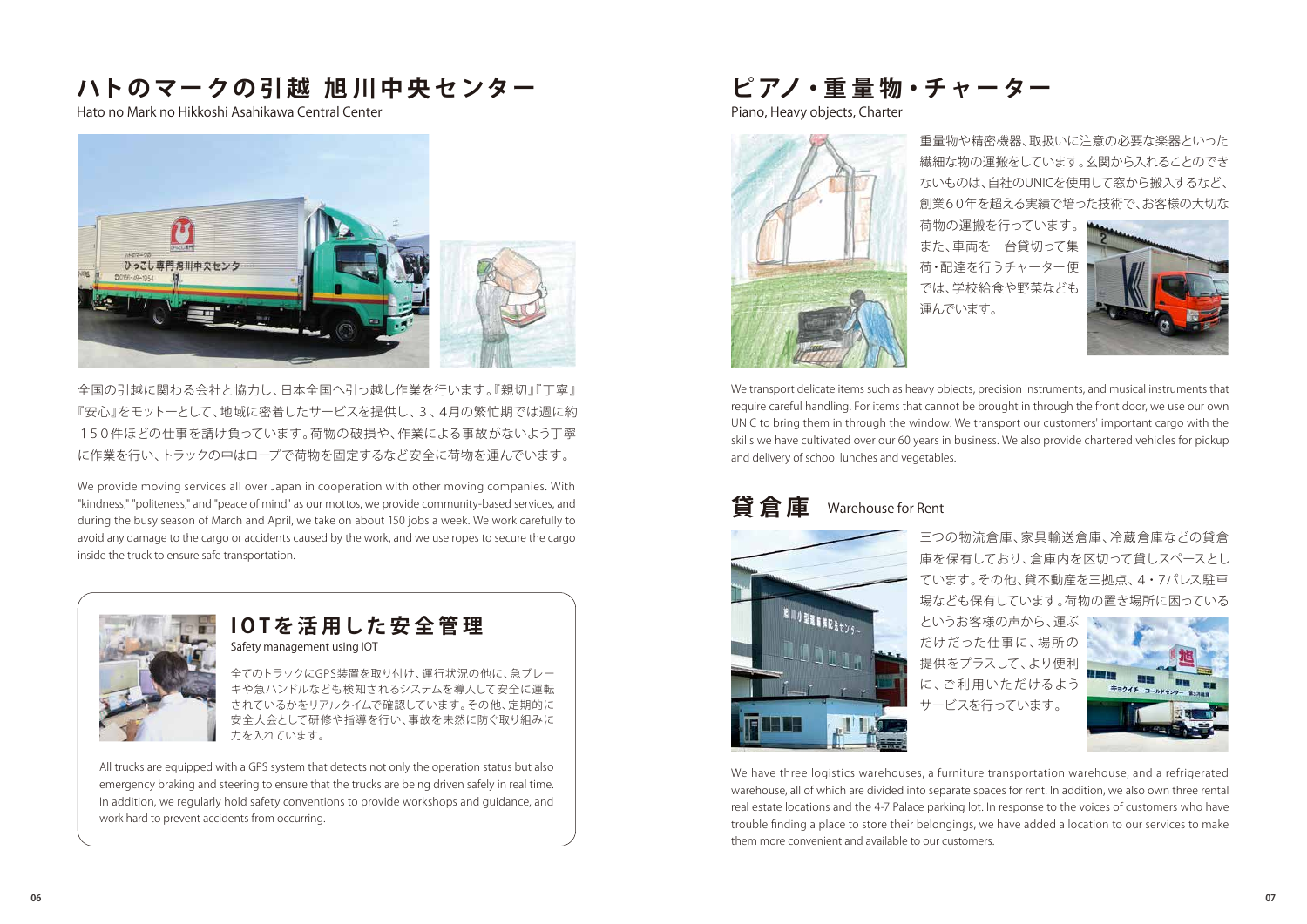# ハトのマークの引越 旭川中央センター

Hato no Mark no Hikkoshi Asahikawa Central Center

全国の引越に関わる会社と協力し、日本全国へ引っ越し作業を行います。『親切』『丁寧』『安心』をモットーとして、地域に密着したサービスを提供し、3、4月の繁忙期では週に約１５０件ほどの仕事を請け負っています。荷物の破損や、作業による事故がないよう丁寧に作業を行い、トラックの中はロープで荷物を固定するなど安全に荷物を運んでいます。

We provide moving services all over Japan in cooperation with other moving companies. With "kindness," "politeness," and "peace of mind" as our mottos, we provide community-based services, and during the busy season of March and April, we take on about 150 jobs a week. We work carefully to avoid any damage to the cargo or accidents caused by the work, and we use ropes to secure the cargo inside the truck to ensure safe transportation.

## IOTを活用した安全管理

Safety management using IOT

全てのトラックにGPS装置を取り付け、運行状況の他に、急ブレーキや急ハンドルなども検知されるシステムを導入して安全に運転されているかをリアルタイムで確認しています。その他、定期的に安全大会として研修や指導を行い、事故を未然に防ぐ取り組みに力を入れています。

All trucks are equipped with a GPS system that detects not only the operation status but also emergency braking and steering to ensure that the trucks are being driven safely in real time. In addition, we regularly hold safety conventions to provide workshops and guidance, and work hard to prevent accidents from occurring.

# ピアノ・重量物・チャーター

Piano, Heavy objects, Charter

重量物や精密機器、取扱いに注意の必要な楽器といった繊細な物の運搬をしています。玄関から入れることのできないものは、自社のUNICを使用して窓から搬入するなど、創業６０年を超える実績で培った技術で、お客様の大切な荷物の運搬を行っています。また、車両を一台貸切って集荷・配達を行うチャーター便では、学校給食や野菜なども運んでいます。

We transport delicate items such as heavy objects, precision instruments, and musical instruments that require careful handling. For items that cannot be brought in through the front door, we use our own UNIC to bring them in through the window. We transport our customers' important cargo with the skills we have cultivated over our 60 years in business. We also provide chartered vehicles for pickup and delivery of school lunches and vegetables.

# 貸倉庫 Warehouse for Rent

三つの物流倉庫、家具輸送倉庫、冷蔵倉庫などの貸倉庫を保有しており、倉庫内を区切って貸しスペースとしています。その他、貸不動産を三拠点、４・７パレス駐車場なども保有しています。荷物の置き場所に困っているというお客様の声から、運ぶだけだった仕事に、場所の提供をプラスして、より便利に、ご利用いただけるようサービスを行っています。

We have three logistics warehouses, a furniture transportation warehouse, and a refrigerated warehouse, all of which are divided into separate spaces for rent. In addition, we also own three rental real estate locations and the 4-7 Palace parking lot. In response to the voices of customers who have trouble finding a place to store their belongings, we have added a location to our services to make them more convenient and available to our customers.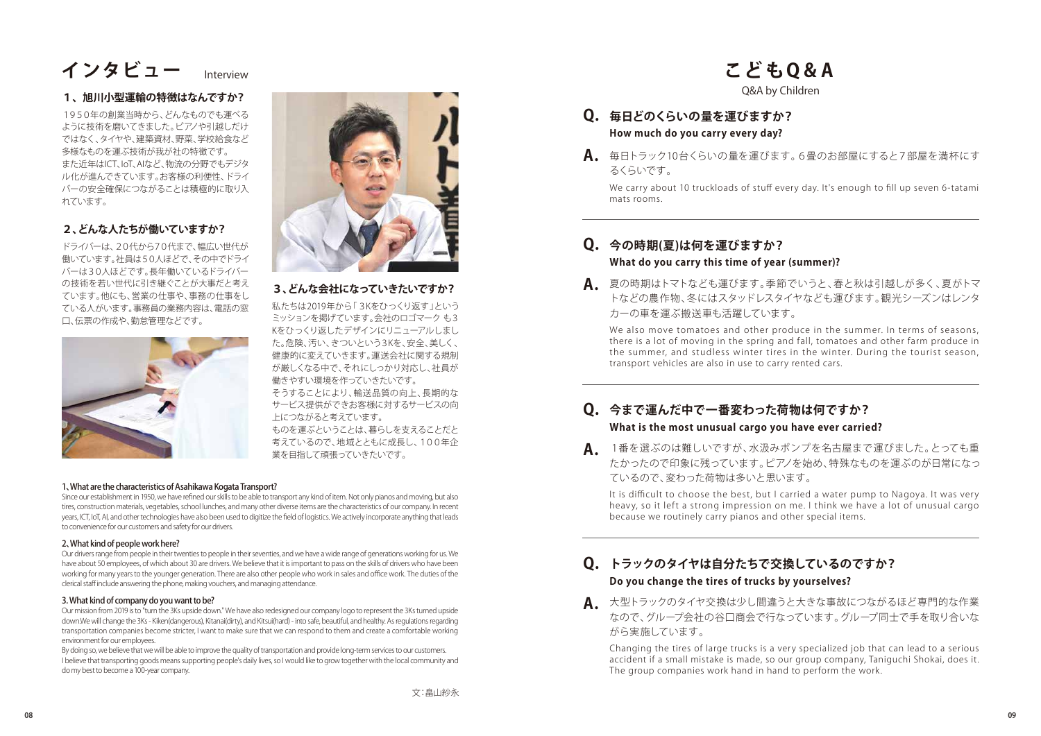# インタビュー Interview

## １、旭川小型運輸の特徴はなんですか？

１９５０年の創業当時から、どんなものでも運べるように技術を磨いてきました。ピアノや引越しだけではなく、タイヤや、建築資材、野菜、学校給食など多様なものを運ぶ技術が我が社の特徴です。
また近年はICT、IoT、AIなど、物流の分野でもデジタル化が進んできています。お客様の利便性、ドライバーの安全確保につながることは積極的に取り入れています。

## ２、どんな人たちが働いていますか？

ドライバーは、２０代から７０代まで、幅広い世代が働いています。社員は５０人ほどで、その中でドライバーは３０人ほどです。長年働いているドライバーの技術を若い世代に引き継ぐことが大事だと考えています。他にも、営業の仕事や、事務の仕事をしている人がいます。事務員の業務内容は、電話の窓口、伝票の作成や、勤怠管理などです。

## ３、どんな会社になっていきたいですか？

私たちは2019年から「３Kをひっくり返す」というミッションを掲げています。会社のロゴマーク も３Kをひっくり返したデザインにリニューアルしました。危険、汚い、きついという3Kを、安全、美しく、健康的に変えていきます。運送会社に関する規制が厳しくなる中で、それにしっかり対応し、社員が働きやすい環境を作っていきたいです。
そうすることにより、輸送品質の向上、長期的なサービス提供ができお客様に対するサービスの向上につながると考えています。
ものを運ぶということは、暮らしを支えることだと考えているので、地域とともに成長し、１００年企業を目指して頑張っていきたいです。

**1、What are the characteristics of Asahikawa Kogata Transport?**

Since our establishment in 1950, we have refined our skills to be able to transport any kind of item. Not only pianos and moving, but also tires, construction materials, vegetables, school lunches, and many other diverse items are the characteristics of our company. In recent years, ICT, IoT, AI, and other technologies have also been used to digitize the field of logistics. We actively incorporate anything that leads to convenience for our customers and safety for our drivers.

**2、What kind of people work here?**

Our drivers range from people in their twenties to people in their seventies, and we have a wide range of generations working for us. We have about 50 employees, of which about 30 are drivers. We believe that it is important to pass on the skills of drivers who have been working for many years to the younger generation. There are also other people who work in sales and office work. The duties of the clerical staff include answering the phone, making vouchers, and managing attendance.

**3. What kind of company do you want to be?**

Our mission from 2019 is to "turn the 3Ks upside down." We have also redesigned our company logo to represent the 3Ks turned upside down.We will change the 3Ks - Kiken(dangerous), Kitanai(dirty), and Kitsui(hard) - into safe, beautiful, and healthy. As regulations regarding transportation companies become stricter, I want to make sure that we can respond to them and create a comfortable working environment for our employees.
By doing so, we believe that we will be able to improve the quality of transportation and provide long-term services to our customers.
I believe that transporting goods means supporting people's daily lives, so I would like to grow together with the local community and do my best to become a 100-year company.

文：畠山紗永

# こどもQ&A

Q&A by Children

**Q. 毎日どのくらいの量を運びますか？**
**How much do you carry every day?**

**A.** 毎日トラック10台くらいの量を運びます。６畳のお部屋にすると７部屋を満杯にするくらいです。

We carry about 10 truckloads of stuff every day. It's enough to fill up seven 6-tatami mats rooms.

---

**Q. 今の時期(夏)は何を運びますか？**
**What do you carry this time of year (summer)?**

**A.** 夏の時期はトマトなども運びます。季節でいうと、春と秋は引越しが多く、夏がトマトなどの農作物、冬にはスタッドレスタイヤなども運びます。観光シーズンはレンタカーの車を運ぶ搬送車も活躍しています。

We also move tomatoes and other produce in the summer. In terms of seasons, there is a lot of moving in the spring and fall, tomatoes and other farm produce in the summer, and studless winter tires in the winter. During the tourist season, transport vehicles are also in use to carry rented cars.

---

**Q. 今まで運んだ中で一番変わった荷物は何ですか？**
**What is the most unusual cargo you have ever carried?**

**A.** １番を選ぶのは難しいですが、水汲みポンプを名古屋まで運びました。とっても重たかったので印象に残っています。ピアノを始め、特殊なものを運ぶのが日常になっているので、変わった荷物は多いと思います。

It is difficult to choose the best, but I carried a water pump to Nagoya. It was very heavy, so it left a strong impression on me. I think we have a lot of unusual cargo because we routinely carry pianos and other special items.

---

**Q. トラックのタイヤは自分たちで交換しているのですか？**
**Do you change the tires of trucks by yourselves?**

**A.** 大型トラックのタイヤ交換は少し間違うと大きな事故につながるほど専門的な作業なので、グループ会社の谷口商会で行なっています。グループ同士で手を取り合いながら実施しています。

Changing the tires of large trucks is a very specialized job that can lead to a serious accident if a small mistake is made, so our group company, Taniguchi Shokai, does it. The group companies work hand in hand to perform the work.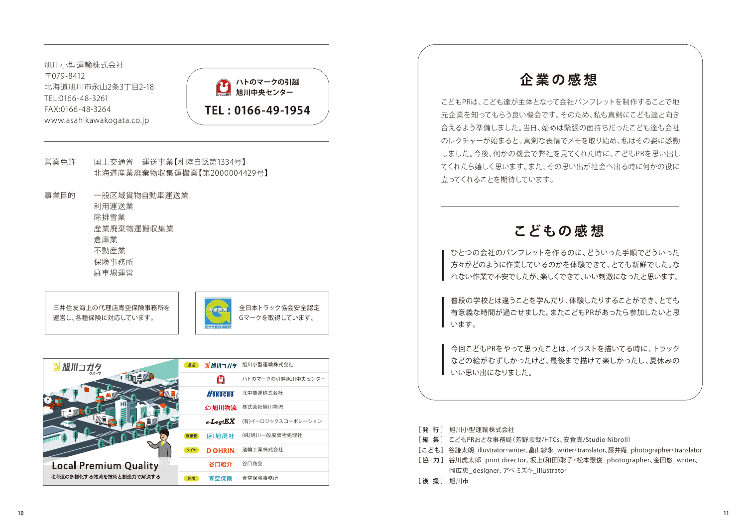旭川小型運輸株式会社
〒079-8412
北海道旭川市永山2条3丁目2-18
TEL:0166-48-3261
FAX:0166-48-3264
www.asahikawakogata.co.jp

**ハトのマークの引越 旭川中央センター**
**TEL : 0166-49-1954**

営業免許　国土交通省　運送事業【札幌自認第1334号】
北海道産業廃棄物収集運搬業【第2000004429号】

事業目的　一般区域貨物自動車運送業
利用運送業
除排雪業
産業廃棄物運搬収集業
倉庫業
不動産業
保険事務所
駐車場運営

三井住友海上の代理店青空保険事務所を運営し、各種保険に対応しています。

全日本トラック協会安全認定Gマークを取得しています。

旭川コガタ グループ

Local Premium Quality
北海道の多様化する物流を技術と創造力で解決する

| | | |
|---|---|---|
| 運送 | 旭川コガタ | 旭川小型運輸株式会社 |
| | | ハトのマークの引越旭川中央センター |
| | HOKUCHU | 北中商運株式会社 |
| | 旭川物流 | 株式会社旭川物流 |
| | e-LogiEX | (有)イーロジックスコーポレーション |
| 廃棄物 | 旭廃社 | (株)旭川一般廃棄物処理社 |
| タイヤ | D'OHRIN | 道輪工業株式会社 |
| | 谷口紹介 | 谷口商会 |
| 保険 | 青空保険 | 青空保険事務所 |

## 企業の感想

こどもPRは、こども達が主体となって会社パンフレットを制作することで地元企業を知ってもらう良い機会です。そのため、私も真剣にこども達と向き合えるよう準備しました。当日、始めは緊張の面持ちだったこども達も会社のレクチャーが始まると、真剣な表情でメモを取り始め、私はその姿に感動しました。今後、何かの機会で弊社を見てくれた時に、こどもPRを思い出してくれたら嬉しく思います。また、その思い出が社会へ出る時に何かの役に立ってくれることを期待しています。

## こどもの感想

ひとつの会社のパンフレットを作るのに、どういった手順でどういった方々がどのように作業しているのかを体験できて、とても新鮮でした。なれない作業で不安でしたが、楽しくできて、いい刺激になったと思います。

普段の学校とは違うことを学んだり、体験したりすることができ、とても有意義な時間が過ごせました。またこどもPRがあったら参加したいと思います。

今回こどもPRをやって思ったことは、イラストを描いてる時に、トラックなどの絵がむずしかったけど、最後まで描けて楽しかったし、夏休みのいい思い出になりました。

[発　行] 旭川小型運輸株式会社
[編　集] こどもPRおとな事務局（芳野順哉/HTCs、安食真/Studio Nibroll）
[こども] 谷謙太朗_illustrator・writer、畠山紗永_writer・translator、藤井庵_photographer・translator
[協　力] 谷川虎太郎_print director、坂上(和田)聡子・松本憲俊_photographer、金田悠_writer、岡広恵_designer、アベミズキ_illustrator
[後　援] 旭川市